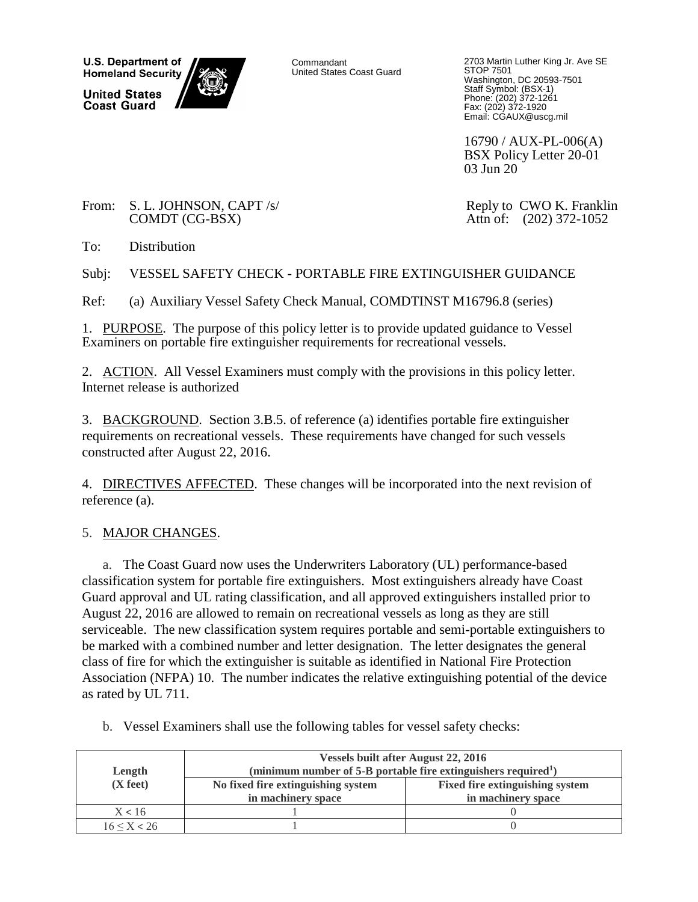U.S. Department of Homeland Security

United States Coast Guard

Commandant
United States Coast Guard

2703 Martin Luther King Jr. Ave SE
STOP 7501
Washington, DC 20593-7501
Staff Symbol: (BSX-1)
Phone: (202) 372-1261
Fax: (202) 372-1920
Email: CGAUX@uscg.mil

16790 / AUX-PL-006(A)
BSX Policy Letter 20-01
03 Jun 20

From: S. L. JOHNSON, CAPT /s/
COMDT (CG-BSX)

Reply to Attn of: CWO K. Franklin
(202) 372-1052

To: Distribution

Subj: VESSEL SAFETY CHECK - PORTABLE FIRE EXTINGUISHER GUIDANCE

Ref: (a) Auxiliary Vessel Safety Check Manual, COMDTINST M16796.8 (series)

1. PURPOSE. The purpose of this policy letter is to provide updated guidance to Vessel Examiners on portable fire extinguisher requirements for recreational vessels.

2. ACTION. All Vessel Examiners must comply with the provisions in this policy letter. Internet release is authorized

3. BACKGROUND. Section 3.B.5. of reference (a) identifies portable fire extinguisher requirements on recreational vessels. These requirements have changed for such vessels constructed after August 22, 2016.

4. DIRECTIVES AFFECTED. These changes will be incorporated into the next revision of reference (a).

5. MAJOR CHANGES.

a. The Coast Guard now uses the Underwriters Laboratory (UL) performance-based classification system for portable fire extinguishers. Most extinguishers already have Coast Guard approval and UL rating classification, and all approved extinguishers installed prior to August 22, 2016 are allowed to remain on recreational vessels as long as they are still serviceable. The new classification system requires portable and semi-portable extinguishers to be marked with a combined number and letter designation. The letter designates the general class of fire for which the extinguisher is suitable as identified in National Fire Protection Association (NFPA) 10. The number indicates the relative extinguishing potential of the device as rated by UL 711.

b. Vessel Examiners shall use the following tables for vessel safety checks:

| Length (X feet) | Vessels built after August 22, 2016 (minimum number of 5-B portable fire extinguishers required[1]) | |
|---|---|---|
| | No fixed fire extinguishing system in machinery space | Fixed fire extinguishing system in machinery space |
| $X < 16$ | 1 | 0 |
| $16 \leq X < 26$ | 1 | 0 |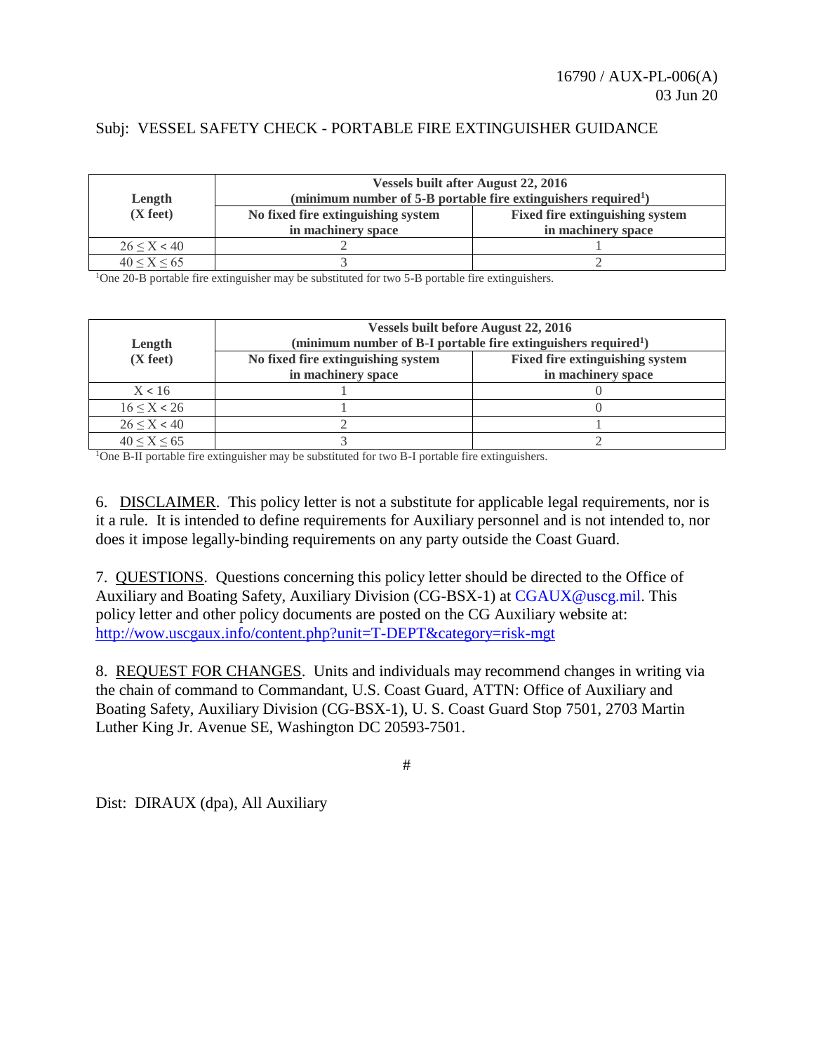16790 / AUX-PL-006(A)
03 Jun 20

Subj: VESSEL SAFETY CHECK - PORTABLE FIRE EXTINGUISHER GUIDANCE

| **Length (X feet)** | **Vessels built after August 22, 2016 (minimum number of 5-B portable fire extinguishers required[1])** | |
|---|---|---|
| | **No fixed fire extinguishing system in machinery space** | **Fixed fire extinguishing system in machinery space** |
| $26 \leq X < 40$ | 2 | 1 |
| $40 \leq X \leq 65$ | 3 | 2 |

[1]One 20-B portable fire extinguisher may be substituted for two 5-B portable fire extinguishers.

| **Length (X feet)** | **Vessels built before August 22, 2016 (minimum number of B-I portable fire extinguishers required[1])** | |
|---|---|---|
| | **No fixed fire extinguishing system in machinery space** | **Fixed fire extinguishing system in machinery space** |
| $X < 16$ | 1 | 0 |
| $16 \leq X < 26$ | 1 | 0 |
| $26 \leq X < 40$ | 2 | 1 |
| $40 \leq X \leq 65$ | 3 | 2 |

[1]One B-II portable fire extinguisher may be substituted for two B-I portable fire extinguishers.

6. DISCLAIMER. This policy letter is not a substitute for applicable legal requirements, nor is it a rule. It is intended to define requirements for Auxiliary personnel and is not intended to, nor does it impose legally-binding requirements on any party outside the Coast Guard.

7. QUESTIONS. Questions concerning this policy letter should be directed to the Office of Auxiliary and Boating Safety, Auxiliary Division (CG-BSX-1) at CGAUX@uscg.mil. This policy letter and other policy documents are posted on the CG Auxiliary website at: http://wow.uscgaux.info/content.php?unit=T-DEPT&category=risk-mgt

8. REQUEST FOR CHANGES. Units and individuals may recommend changes in writing via the chain of command to Commandant, U.S. Coast Guard, ATTN: Office of Auxiliary and Boating Safety, Auxiliary Division (CG-BSX-1), U. S. Coast Guard Stop 7501, 2703 Martin Luther King Jr. Avenue SE, Washington DC 20593-7501.

#

Dist: DIRAUX (dpa), All Auxiliary